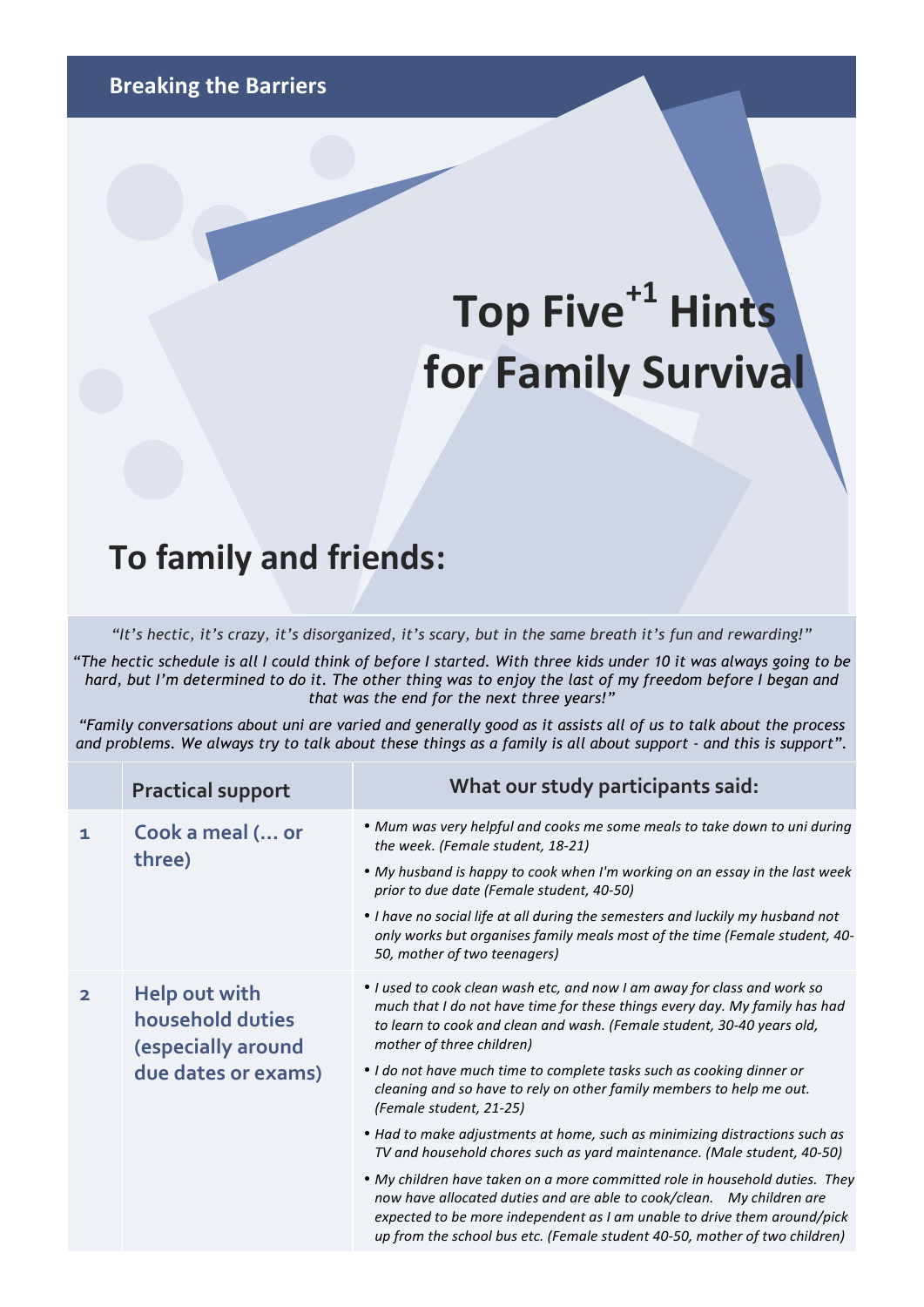Breaking the Barriers

# Top Five[+1] Hints for Family Survival

## To family and friends:

*"It's hectic, it's crazy, it's disorganized, it's scary, but in the same breath it's fun and rewarding!"*

*"The hectic schedule is all I could think of before I started. With three kids under 10 it was always going to be hard, but I'm determined to do it. The other thing was to enjoy the last of my freedom before I began and that was the end for the next three years!"*

*"Family conversations about uni are varied and generally good as it assists all of us to talk about the process and problems. We always try to talk about these things as a family is all about support - and this is support".*

| | Practical support | What our study participants said: |
|---|---|---|
| 1 | Cook a meal (... or three) | • *Mum was very helpful and cooks me some meals to take down to uni during the week. (Female student, 18-21)*<br>• *My husband is happy to cook when I'm working on an essay in the last week prior to due date (Female student, 40-50)*<br>• *I have no social life at all during the semesters and luckily my husband not only works but organises family meals most of the time (Female student, 40-50, mother of two teenagers)* |
| 2 | Help out with household duties (especially around due dates or exams) | • *I used to cook clean wash etc, and now I am away for class and work so much that I do not have time for these things every day. My family has had to learn to cook and clean and wash. (Female student, 30-40 years old, mother of three children)*<br>• *I do not have much time to complete tasks such as cooking dinner or cleaning and so have to rely on other family members to help me out. (Female student, 21-25)*<br>• *Had to make adjustments at home, such as minimizing distractions such as TV and household chores such as yard maintenance. (Male student, 40-50)*<br>• *My children have taken on a more committed role in household duties. They now have allocated duties and are able to cook/clean. My children are expected to be more independent as I am unable to drive them around/pick up from the school bus etc. (Female student 40-50, mother of two children)* |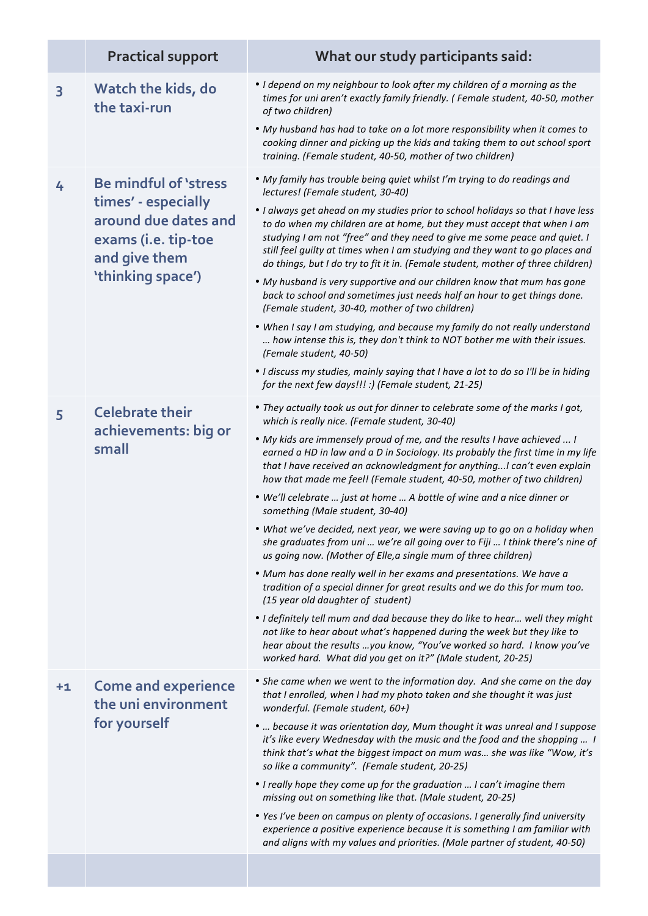| | Practical support | What our study participants said: |
|---|---|---|
| 3 | **Watch the kids, do the taxi-run** | • *I depend on my neighbour to look after my children of a morning as the times for uni aren't exactly family friendly. ( Female student, 40-50, mother of two children)*<br>• *My husband has had to take on a lot more responsibility when it comes to cooking dinner and picking up the kids and taking them to out school sport training. (Female student, 40-50, mother of two children)* |
| 4 | **Be mindful of 'stress times' - especially around due dates and exams (i.e. tip-toe and give them 'thinking space')** | • *My family has trouble being quiet whilst I'm trying to do readings and lectures! (Female student, 30-40)*<br>• *I always get ahead on my studies prior to school holidays so that I have less to do when my children are at home, but they must accept that when I am studying I am not "free" and they need to give me some peace and quiet. I still feel guilty at times when I am studying and they want to go places and do things, but I do try to fit it in. (Female student, mother of three children)*<br>• *My husband is very supportive and our children know that mum has gone back to school and sometimes just needs half an hour to get things done. (Female student, 30-40, mother of two children)*<br>• *When I say I am studying, and because my family do not really understand … how intense this is, they don't think to NOT bother me with their issues. (Female student, 40-50)*<br>• *I discuss my studies, mainly saying that I have a lot to do so I'll be in hiding for the next few days!!! :) (Female student, 21-25)* |
| 5 | **Celebrate their achievements: big or small** | • *They actually took us out for dinner to celebrate some of the marks I got, which is really nice. (Female student, 30-40)*<br>• *My kids are immensely proud of me, and the results I have achieved ... I earned a HD in law and a D in Sociology. Its probably the first time in my life that I have received an acknowledgment for anything...I can't even explain how that made me feel! (Female student, 40-50, mother of two children)*<br>• *We'll celebrate … just at home … A bottle of wine and a nice dinner or something (Male student, 30-40)*<br>• *What we've decided, next year, we were saving up to go on a holiday when she graduates from uni … we're all going over to Fiji … I think there's nine of us going now. (Mother of Elle,a single mum of three children)*<br>• *Mum has done really well in her exams and presentations. We have a tradition of a special dinner for great results and we do this for mum too. (15 year old daughter of student)*<br>• *I definitely tell mum and dad because they do like to hear… well they might not like to hear about what's happened during the week but they like to hear about the results …you know, "You've worked so hard. I know you've worked hard. What did you get on it?" (Male student, 20-25)* |
| +1 | **Come and experience the uni environment for yourself** | • *She came when we went to the information day. And she came on the day that I enrolled, when I had my photo taken and she thought it was just wonderful. (Female student, 60+)*<br>• *… because it was orientation day, Mum thought it was unreal and I suppose it's like every Wednesday with the music and the food and the shopping … I think that's what the biggest impact on mum was… she was like "Wow, it's so like a community". (Female student, 20-25)*<br>• *I really hope they come up for the graduation … I can't imagine them missing out on something like that. (Male student, 20-25)*<br>• *Yes I've been on campus on plenty of occasions. I generally find university experience a positive experience because it is something I am familiar with and aligns with my values and priorities. (Male partner of student, 40-50)* |